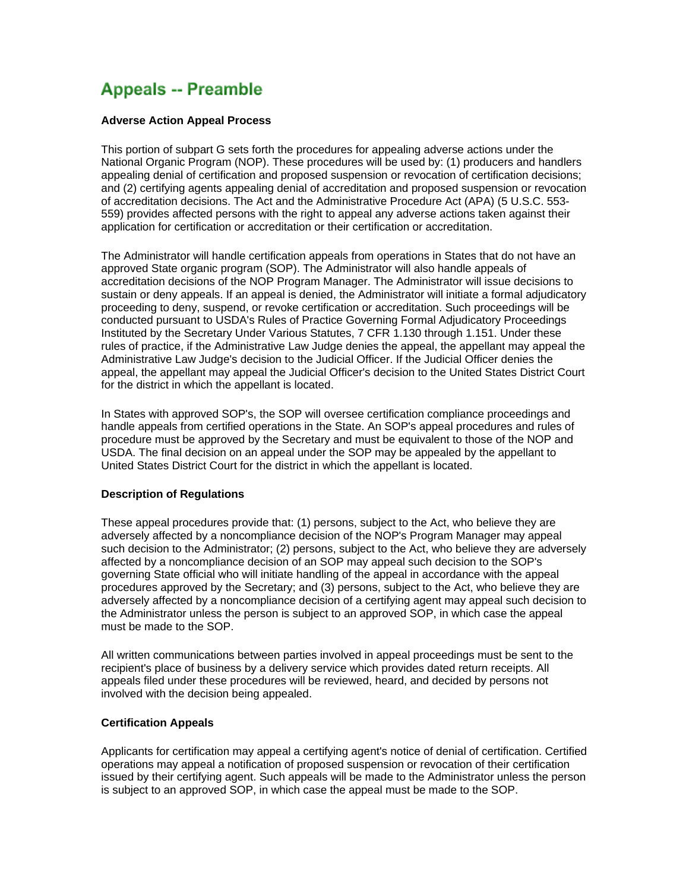# Appeals -- Preamble

**Adverse Action Appeal Process**

This portion of subpart G sets forth the procedures for appealing adverse actions under the National Organic Program (NOP). These procedures will be used by: (1) producers and handlers appealing denial of certification and proposed suspension or revocation of certification decisions; and (2) certifying agents appealing denial of accreditation and proposed suspension or revocation of accreditation decisions. The Act and the Administrative Procedure Act (APA) (5 U.S.C. 553-559) provides affected persons with the right to appeal any adverse actions taken against their application for certification or accreditation or their certification or accreditation.

The Administrator will handle certification appeals from operations in States that do not have an approved State organic program (SOP). The Administrator will also handle appeals of accreditation decisions of the NOP Program Manager. The Administrator will issue decisions to sustain or deny appeals. If an appeal is denied, the Administrator will initiate a formal adjudicatory proceeding to deny, suspend, or revoke certification or accreditation. Such proceedings will be conducted pursuant to USDA's Rules of Practice Governing Formal Adjudicatory Proceedings Instituted by the Secretary Under Various Statutes, 7 CFR 1.130 through 1.151. Under these rules of practice, if the Administrative Law Judge denies the appeal, the appellant may appeal the Administrative Law Judge's decision to the Judicial Officer. If the Judicial Officer denies the appeal, the appellant may appeal the Judicial Officer's decision to the United States District Court for the district in which the appellant is located.

In States with approved SOP's, the SOP will oversee certification compliance proceedings and handle appeals from certified operations in the State. An SOP's appeal procedures and rules of procedure must be approved by the Secretary and must be equivalent to those of the NOP and USDA. The final decision on an appeal under the SOP may be appealed by the appellant to United States District Court for the district in which the appellant is located.

**Description of Regulations**

These appeal procedures provide that: (1) persons, subject to the Act, who believe they are adversely affected by a noncompliance decision of the NOP's Program Manager may appeal such decision to the Administrator; (2) persons, subject to the Act, who believe they are adversely affected by a noncompliance decision of an SOP may appeal such decision to the SOP's governing State official who will initiate handling of the appeal in accordance with the appeal procedures approved by the Secretary; and (3) persons, subject to the Act, who believe they are adversely affected by a noncompliance decision of a certifying agent may appeal such decision to the Administrator unless the person is subject to an approved SOP, in which case the appeal must be made to the SOP.

All written communications between parties involved in appeal proceedings must be sent to the recipient's place of business by a delivery service which provides dated return receipts. All appeals filed under these procedures will be reviewed, heard, and decided by persons not involved with the decision being appealed.

**Certification Appeals**

Applicants for certification may appeal a certifying agent's notice of denial of certification. Certified operations may appeal a notification of proposed suspension or revocation of their certification issued by their certifying agent. Such appeals will be made to the Administrator unless the person is subject to an approved SOP, in which case the appeal must be made to the SOP.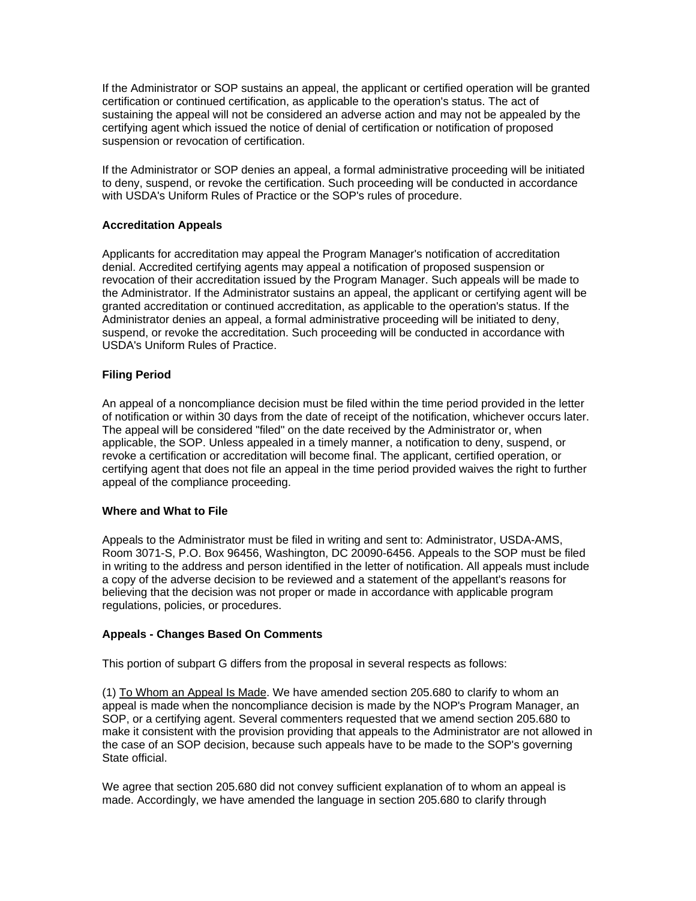If the Administrator or SOP sustains an appeal, the applicant or certified operation will be granted certification or continued certification, as applicable to the operation's status. The act of sustaining the appeal will not be considered an adverse action and may not be appealed by the certifying agent which issued the notice of denial of certification or notification of proposed suspension or revocation of certification.

If the Administrator or SOP denies an appeal, a formal administrative proceeding will be initiated to deny, suspend, or revoke the certification. Such proceeding will be conducted in accordance with USDA's Uniform Rules of Practice or the SOP's rules of procedure.

**Accreditation Appeals**

Applicants for accreditation may appeal the Program Manager's notification of accreditation denial. Accredited certifying agents may appeal a notification of proposed suspension or revocation of their accreditation issued by the Program Manager. Such appeals will be made to the Administrator. If the Administrator sustains an appeal, the applicant or certifying agent will be granted accreditation or continued accreditation, as applicable to the operation's status. If the Administrator denies an appeal, a formal administrative proceeding will be initiated to deny, suspend, or revoke the accreditation. Such proceeding will be conducted in accordance with USDA's Uniform Rules of Practice.

**Filing Period**

An appeal of a noncompliance decision must be filed within the time period provided in the letter of notification or within 30 days from the date of receipt of the notification, whichever occurs later. The appeal will be considered "filed" on the date received by the Administrator or, when applicable, the SOP. Unless appealed in a timely manner, a notification to deny, suspend, or revoke a certification or accreditation will become final. The applicant, certified operation, or certifying agent that does not file an appeal in the time period provided waives the right to further appeal of the compliance proceeding.

**Where and What to File**

Appeals to the Administrator must be filed in writing and sent to: Administrator, USDA-AMS, Room 3071-S, P.O. Box 96456, Washington, DC 20090-6456. Appeals to the SOP must be filed in writing to the address and person identified in the letter of notification. All appeals must include a copy of the adverse decision to be reviewed and a statement of the appellant's reasons for believing that the decision was not proper or made in accordance with applicable program regulations, policies, or procedures.

**Appeals - Changes Based On Comments**

This portion of subpart G differs from the proposal in several respects as follows:

(1) To Whom an Appeal Is Made. We have amended section 205.680 to clarify to whom an appeal is made when the noncompliance decision is made by the NOP's Program Manager, an SOP, or a certifying agent. Several commenters requested that we amend section 205.680 to make it consistent with the provision providing that appeals to the Administrator are not allowed in the case of an SOP decision, because such appeals have to be made to the SOP's governing State official.

We agree that section 205.680 did not convey sufficient explanation of to whom an appeal is made. Accordingly, we have amended the language in section 205.680 to clarify through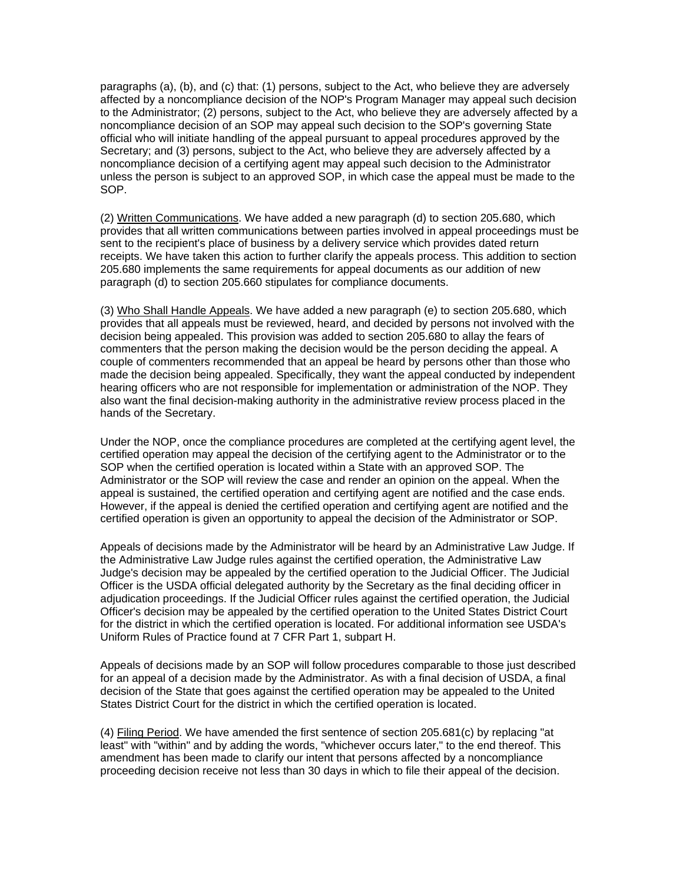paragraphs (a), (b), and (c) that: (1) persons, subject to the Act, who believe they are adversely affected by a noncompliance decision of the NOP's Program Manager may appeal such decision to the Administrator; (2) persons, subject to the Act, who believe they are adversely affected by a noncompliance decision of an SOP may appeal such decision to the SOP's governing State official who will initiate handling of the appeal pursuant to appeal procedures approved by the Secretary; and (3) persons, subject to the Act, who believe they are adversely affected by a noncompliance decision of a certifying agent may appeal such decision to the Administrator unless the person is subject to an approved SOP, in which case the appeal must be made to the SOP.

(2) Written Communications. We have added a new paragraph (d) to section 205.680, which provides that all written communications between parties involved in appeal proceedings must be sent to the recipient's place of business by a delivery service which provides dated return receipts. We have taken this action to further clarify the appeals process. This addition to section 205.680 implements the same requirements for appeal documents as our addition of new paragraph (d) to section 205.660 stipulates for compliance documents.

(3) Who Shall Handle Appeals. We have added a new paragraph (e) to section 205.680, which provides that all appeals must be reviewed, heard, and decided by persons not involved with the decision being appealed. This provision was added to section 205.680 to allay the fears of commenters that the person making the decision would be the person deciding the appeal. A couple of commenters recommended that an appeal be heard by persons other than those who made the decision being appealed. Specifically, they want the appeal conducted by independent hearing officers who are not responsible for implementation or administration of the NOP. They also want the final decision-making authority in the administrative review process placed in the hands of the Secretary.

Under the NOP, once the compliance procedures are completed at the certifying agent level, the certified operation may appeal the decision of the certifying agent to the Administrator or to the SOP when the certified operation is located within a State with an approved SOP. The Administrator or the SOP will review the case and render an opinion on the appeal. When the appeal is sustained, the certified operation and certifying agent are notified and the case ends. However, if the appeal is denied the certified operation and certifying agent are notified and the certified operation is given an opportunity to appeal the decision of the Administrator or SOP.

Appeals of decisions made by the Administrator will be heard by an Administrative Law Judge. If the Administrative Law Judge rules against the certified operation, the Administrative Law Judge's decision may be appealed by the certified operation to the Judicial Officer. The Judicial Officer is the USDA official delegated authority by the Secretary as the final deciding officer in adjudication proceedings. If the Judicial Officer rules against the certified operation, the Judicial Officer's decision may be appealed by the certified operation to the United States District Court for the district in which the certified operation is located. For additional information see USDA's Uniform Rules of Practice found at 7 CFR Part 1, subpart H.

Appeals of decisions made by an SOP will follow procedures comparable to those just described for an appeal of a decision made by the Administrator. As with a final decision of USDA, a final decision of the State that goes against the certified operation may be appealed to the United States District Court for the district in which the certified operation is located.

(4) Filing Period. We have amended the first sentence of section 205.681(c) by replacing "at least" with "within" and by adding the words, "whichever occurs later," to the end thereof. This amendment has been made to clarify our intent that persons affected by a noncompliance proceeding decision receive not less than 30 days in which to file their appeal of the decision.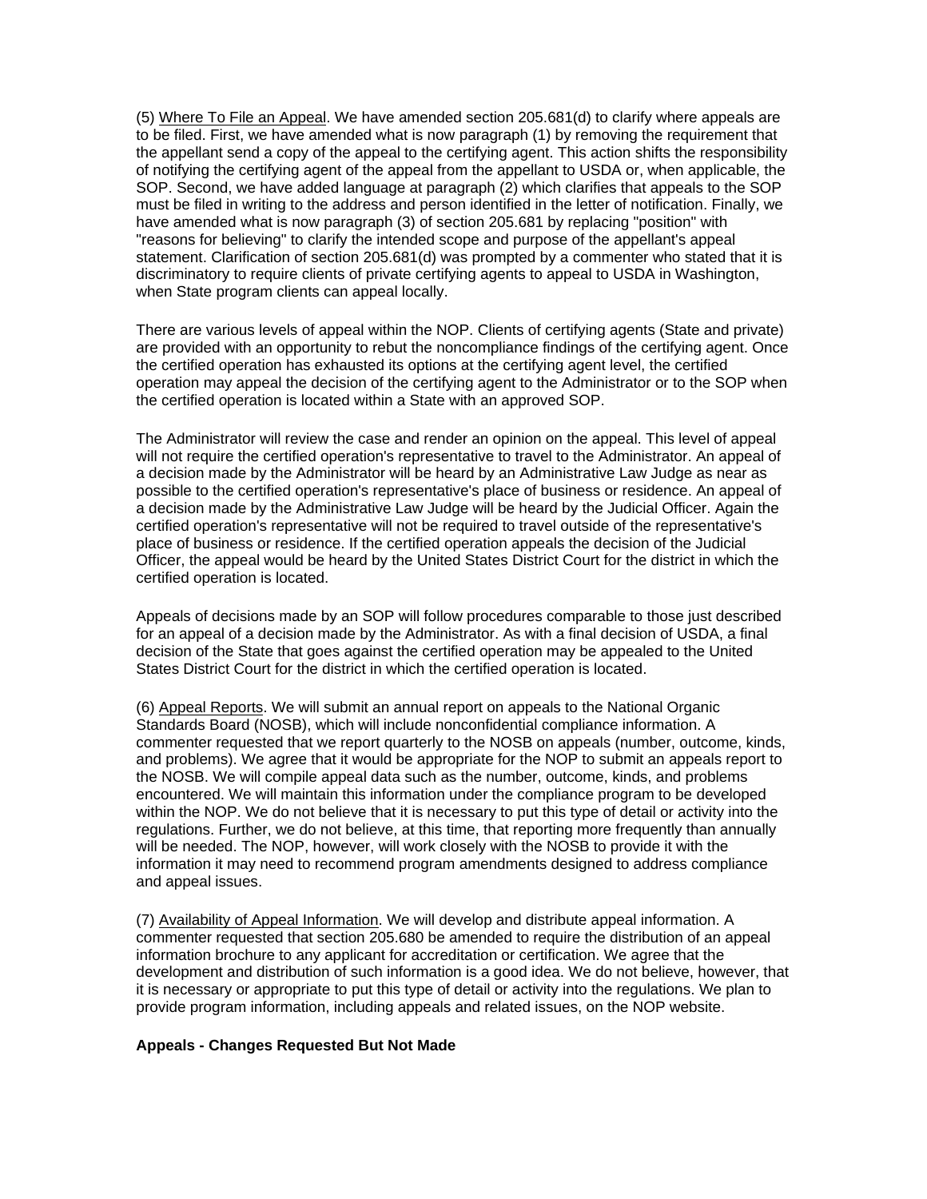(5) Where To File an Appeal. We have amended section 205.681(d) to clarify where appeals are to be filed. First, we have amended what is now paragraph (1) by removing the requirement that the appellant send a copy of the appeal to the certifying agent. This action shifts the responsibility of notifying the certifying agent of the appeal from the appellant to USDA or, when applicable, the SOP. Second, we have added language at paragraph (2) which clarifies that appeals to the SOP must be filed in writing to the address and person identified in the letter of notification. Finally, we have amended what is now paragraph (3) of section 205.681 by replacing "position" with "reasons for believing" to clarify the intended scope and purpose of the appellant's appeal statement. Clarification of section 205.681(d) was prompted by a commenter who stated that it is discriminatory to require clients of private certifying agents to appeal to USDA in Washington, when State program clients can appeal locally.

There are various levels of appeal within the NOP. Clients of certifying agents (State and private) are provided with an opportunity to rebut the noncompliance findings of the certifying agent. Once the certified operation has exhausted its options at the certifying agent level, the certified operation may appeal the decision of the certifying agent to the Administrator or to the SOP when the certified operation is located within a State with an approved SOP.

The Administrator will review the case and render an opinion on the appeal. This level of appeal will not require the certified operation's representative to travel to the Administrator. An appeal of a decision made by the Administrator will be heard by an Administrative Law Judge as near as possible to the certified operation's representative's place of business or residence. An appeal of a decision made by the Administrative Law Judge will be heard by the Judicial Officer. Again the certified operation's representative will not be required to travel outside of the representative's place of business or residence. If the certified operation appeals the decision of the Judicial Officer, the appeal would be heard by the United States District Court for the district in which the certified operation is located.

Appeals of decisions made by an SOP will follow procedures comparable to those just described for an appeal of a decision made by the Administrator. As with a final decision of USDA, a final decision of the State that goes against the certified operation may be appealed to the United States District Court for the district in which the certified operation is located.

(6) Appeal Reports. We will submit an annual report on appeals to the National Organic Standards Board (NOSB), which will include nonconfidential compliance information. A commenter requested that we report quarterly to the NOSB on appeals (number, outcome, kinds, and problems). We agree that it would be appropriate for the NOP to submit an appeals report to the NOSB. We will compile appeal data such as the number, outcome, kinds, and problems encountered. We will maintain this information under the compliance program to be developed within the NOP. We do not believe that it is necessary to put this type of detail or activity into the regulations. Further, we do not believe, at this time, that reporting more frequently than annually will be needed. The NOP, however, will work closely with the NOSB to provide it with the information it may need to recommend program amendments designed to address compliance and appeal issues.

(7) Availability of Appeal Information. We will develop and distribute appeal information. A commenter requested that section 205.680 be amended to require the distribution of an appeal information brochure to any applicant for accreditation or certification. We agree that the development and distribution of such information is a good idea. We do not believe, however, that it is necessary or appropriate to put this type of detail or activity into the regulations. We plan to provide program information, including appeals and related issues, on the NOP website.

**Appeals - Changes Requested But Not Made**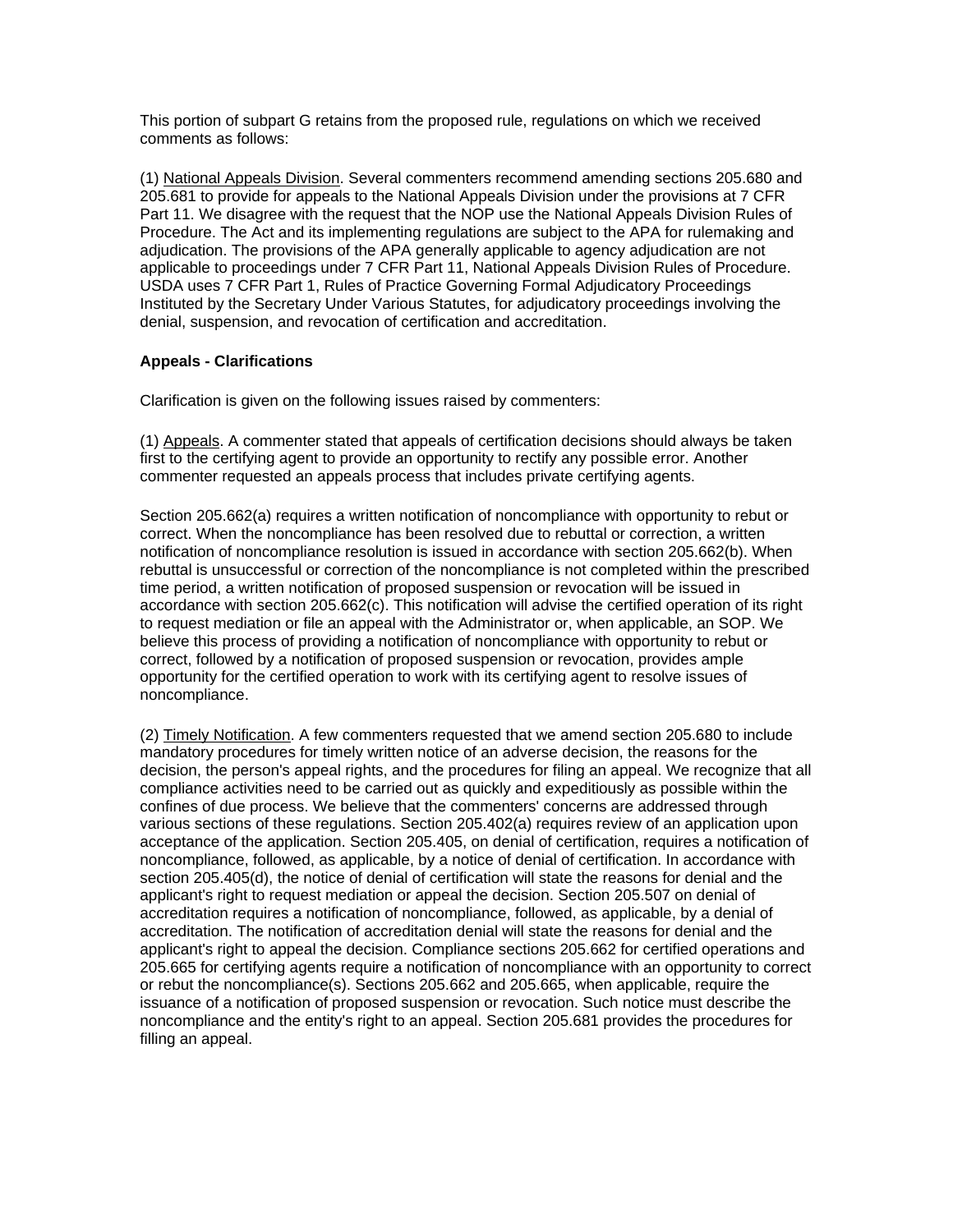This portion of subpart G retains from the proposed rule, regulations on which we received comments as follows:

(1) National Appeals Division. Several commenters recommend amending sections 205.680 and 205.681 to provide for appeals to the National Appeals Division under the provisions at 7 CFR Part 11. We disagree with the request that the NOP use the National Appeals Division Rules of Procedure. The Act and its implementing regulations are subject to the APA for rulemaking and adjudication. The provisions of the APA generally applicable to agency adjudication are not applicable to proceedings under 7 CFR Part 11, National Appeals Division Rules of Procedure. USDA uses 7 CFR Part 1, Rules of Practice Governing Formal Adjudicatory Proceedings Instituted by the Secretary Under Various Statutes, for adjudicatory proceedings involving the denial, suspension, and revocation of certification and accreditation.

**Appeals - Clarifications**

Clarification is given on the following issues raised by commenters:

(1) Appeals. A commenter stated that appeals of certification decisions should always be taken first to the certifying agent to provide an opportunity to rectify any possible error. Another commenter requested an appeals process that includes private certifying agents.

Section 205.662(a) requires a written notification of noncompliance with opportunity to rebut or correct. When the noncompliance has been resolved due to rebuttal or correction, a written notification of noncompliance resolution is issued in accordance with section 205.662(b). When rebuttal is unsuccessful or correction of the noncompliance is not completed within the prescribed time period, a written notification of proposed suspension or revocation will be issued in accordance with section 205.662(c). This notification will advise the certified operation of its right to request mediation or file an appeal with the Administrator or, when applicable, an SOP. We believe this process of providing a notification of noncompliance with opportunity to rebut or correct, followed by a notification of proposed suspension or revocation, provides ample opportunity for the certified operation to work with its certifying agent to resolve issues of noncompliance.

(2) Timely Notification. A few commenters requested that we amend section 205.680 to include mandatory procedures for timely written notice of an adverse decision, the reasons for the decision, the person's appeal rights, and the procedures for filing an appeal. We recognize that all compliance activities need to be carried out as quickly and expeditiously as possible within the confines of due process. We believe that the commenters' concerns are addressed through various sections of these regulations. Section 205.402(a) requires review of an application upon acceptance of the application. Section 205.405, on denial of certification, requires a notification of noncompliance, followed, as applicable, by a notice of denial of certification. In accordance with section 205.405(d), the notice of denial of certification will state the reasons for denial and the applicant's right to request mediation or appeal the decision. Section 205.507 on denial of accreditation requires a notification of noncompliance, followed, as applicable, by a denial of accreditation. The notification of accreditation denial will state the reasons for denial and the applicant's right to appeal the decision. Compliance sections 205.662 for certified operations and 205.665 for certifying agents require a notification of noncompliance with an opportunity to correct or rebut the noncompliance(s). Sections 205.662 and 205.665, when applicable, require the issuance of a notification of proposed suspension or revocation. Such notice must describe the noncompliance and the entity's right to an appeal. Section 205.681 provides the procedures for filling an appeal.